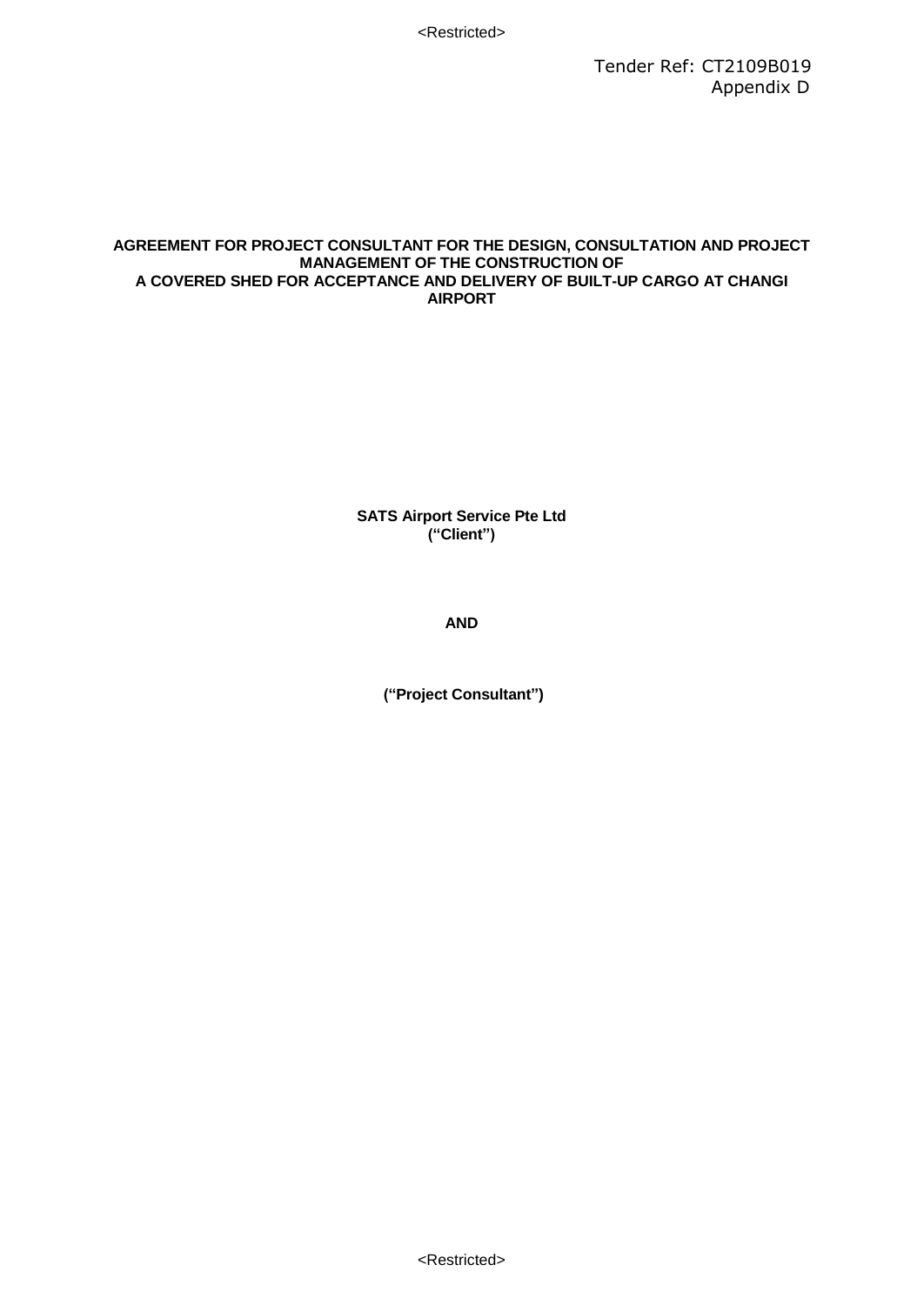Tender Ref: CT2109B019
Appendix D

**AGREEMENT FOR PROJECT CONSULTANT FOR THE DESIGN, CONSULTATION AND PROJECT MANAGEMENT OF THE CONSTRUCTION OF A COVERED SHED FOR ACCEPTANCE AND DELIVERY OF BUILT-UP CARGO AT CHANGI AIRPORT**

**SATS Airport Service Pte Ltd**
**("Client")**

**AND**

**("Project Consultant")**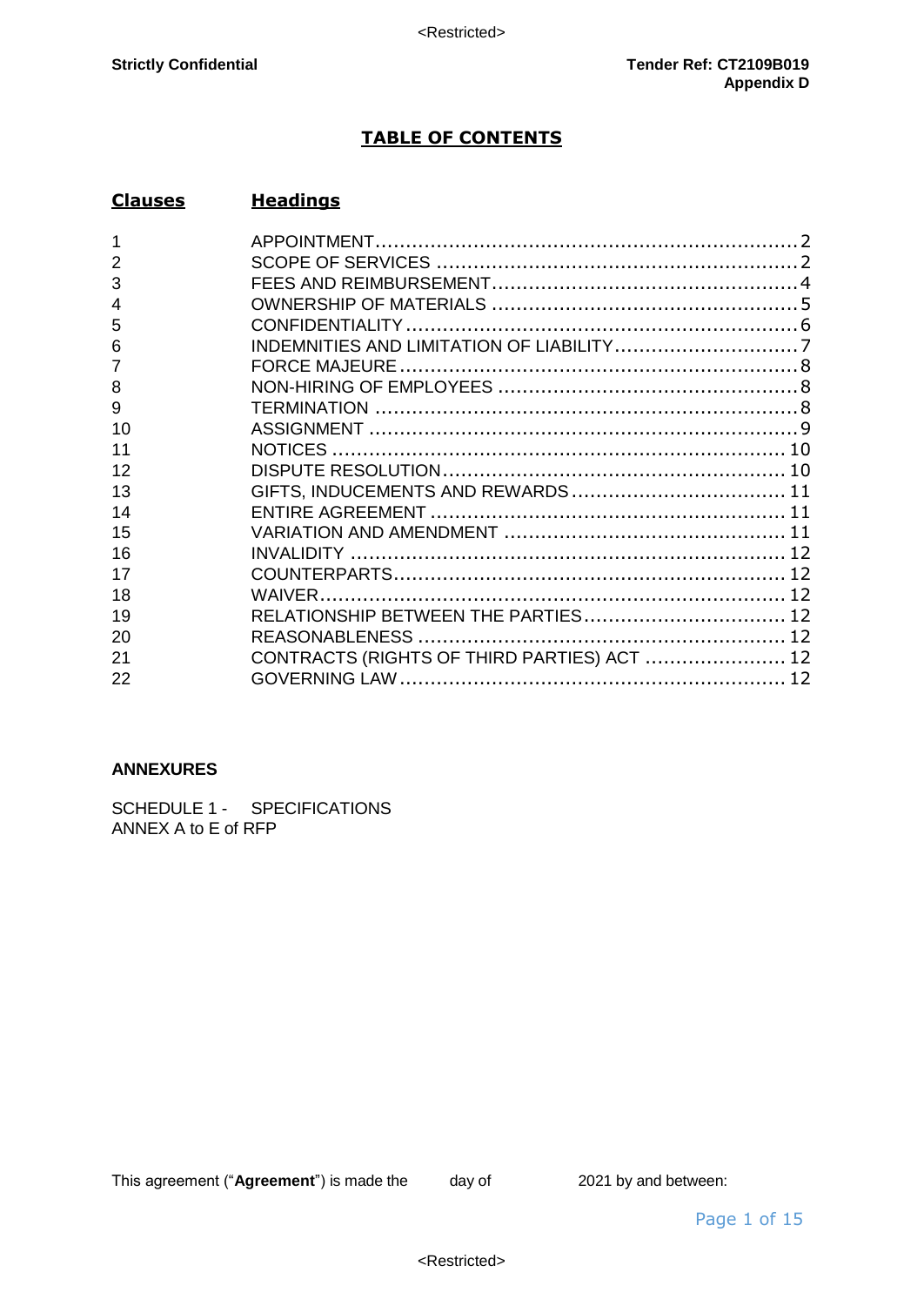**Strictly Confidential**

**Tender Ref: CT2109B019**
**Appendix D**

# TABLE OF CONTENTS

| Clauses | Headings |
|---|---|
| 1 | APPOINTMENT .......... 2 |
| 2 | SCOPE OF SERVICES .......... 2 |
| 3 | FEES AND REIMBURSEMENT .......... 4 |
| 4 | OWNERSHIP OF MATERIALS .......... 5 |
| 5 | CONFIDENTIALITY .......... 6 |
| 6 | INDEMNITIES AND LIMITATION OF LIABILITY .......... 7 |
| 7 | FORCE MAJEURE .......... 8 |
| 8 | NON-HIRING OF EMPLOYEES .......... 8 |
| 9 | TERMINATION .......... 8 |
| 10 | ASSIGNMENT .......... 9 |
| 11 | NOTICES .......... 10 |
| 12 | DISPUTE RESOLUTION .......... 10 |
| 13 | GIFTS, INDUCEMENTS AND REWARDS .......... 11 |
| 14 | ENTIRE AGREEMENT .......... 11 |
| 15 | VARIATION AND AMENDMENT .......... 11 |
| 16 | INVALIDITY .......... 12 |
| 17 | COUNTERPARTS .......... 12 |
| 18 | WAIVER .......... 12 |
| 19 | RELATIONSHIP BETWEEN THE PARTIES .......... 12 |
| 20 | REASONABLENESS .......... 12 |
| 21 | CONTRACTS (RIGHTS OF THIRD PARTIES) ACT .......... 12 |
| 22 | GOVERNING LAW .......... 12 |

**ANNEXURES**

SCHEDULE 1 - SPECIFICATIONS
ANNEX A to E of RFP

This agreement ("**Agreement**") is made the day of 2021 by and between: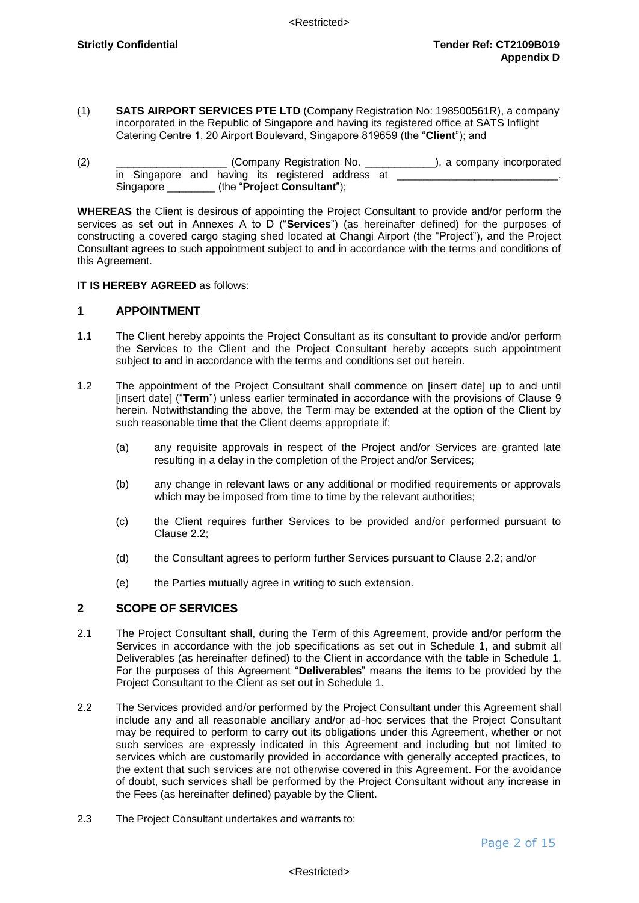(1) **SATS AIRPORT SERVICES PTE LTD** (Company Registration No: 198500561R), a company incorporated in the Republic of Singapore and having its registered office at SATS Inflight Catering Centre 1, 20 Airport Boulevard, Singapore 819659 (the "**Client**"); and

(2) __________________ (Company Registration No. ___________), a company incorporated in Singapore and having its registered address at ___________________________, Singapore ________ (the "**Project Consultant**");

**WHEREAS** the Client is desirous of appointing the Project Consultant to provide and/or perform the services as set out in Annexes A to D ("**Services**") (as hereinafter defined) for the purposes of constructing a covered cargo staging shed located at Changi Airport (the "Project"), and the Project Consultant agrees to such appointment subject to and in accordance with the terms and conditions of this Agreement.

**IT IS HEREBY AGREED** as follows:

## 1 APPOINTMENT

1.1 The Client hereby appoints the Project Consultant as its consultant to provide and/or perform the Services to the Client and the Project Consultant hereby accepts such appointment subject to and in accordance with the terms and conditions set out herein.

1.2 The appointment of the Project Consultant shall commence on [insert date] up to and until [insert date] ("**Term**") unless earlier terminated in accordance with the provisions of Clause 9 herein. Notwithstanding the above, the Term may be extended at the option of the Client by such reasonable time that the Client deems appropriate if:

   (a) any requisite approvals in respect of the Project and/or Services are granted late resulting in a delay in the completion of the Project and/or Services;

   (b) any change in relevant laws or any additional or modified requirements or approvals which may be imposed from time to time by the relevant authorities;

   (c) the Client requires further Services to be provided and/or performed pursuant to Clause 2.2;

   (d) the Consultant agrees to perform further Services pursuant to Clause 2.2; and/or

   (e) the Parties mutually agree in writing to such extension.

## 2 SCOPE OF SERVICES

2.1 The Project Consultant shall, during the Term of this Agreement, provide and/or perform the Services in accordance with the job specifications as set out in Schedule 1, and submit all Deliverables (as hereinafter defined) to the Client in accordance with the table in Schedule 1. For the purposes of this Agreement "**Deliverables**" means the items to be provided by the Project Consultant to the Client as set out in Schedule 1.

2.2 The Services provided and/or performed by the Project Consultant under this Agreement shall include any and all reasonable ancillary and/or ad-hoc services that the Project Consultant may be required to perform to carry out its obligations under this Agreement, whether or not such services are expressly indicated in this Agreement and including but not limited to services which are customarily provided in accordance with generally accepted practices, to the extent that such services are not otherwise covered in this Agreement. For the avoidance of doubt, such services shall be performed by the Project Consultant without any increase in the Fees (as hereinafter defined) payable by the Client.

2.3 The Project Consultant undertakes and warrants to: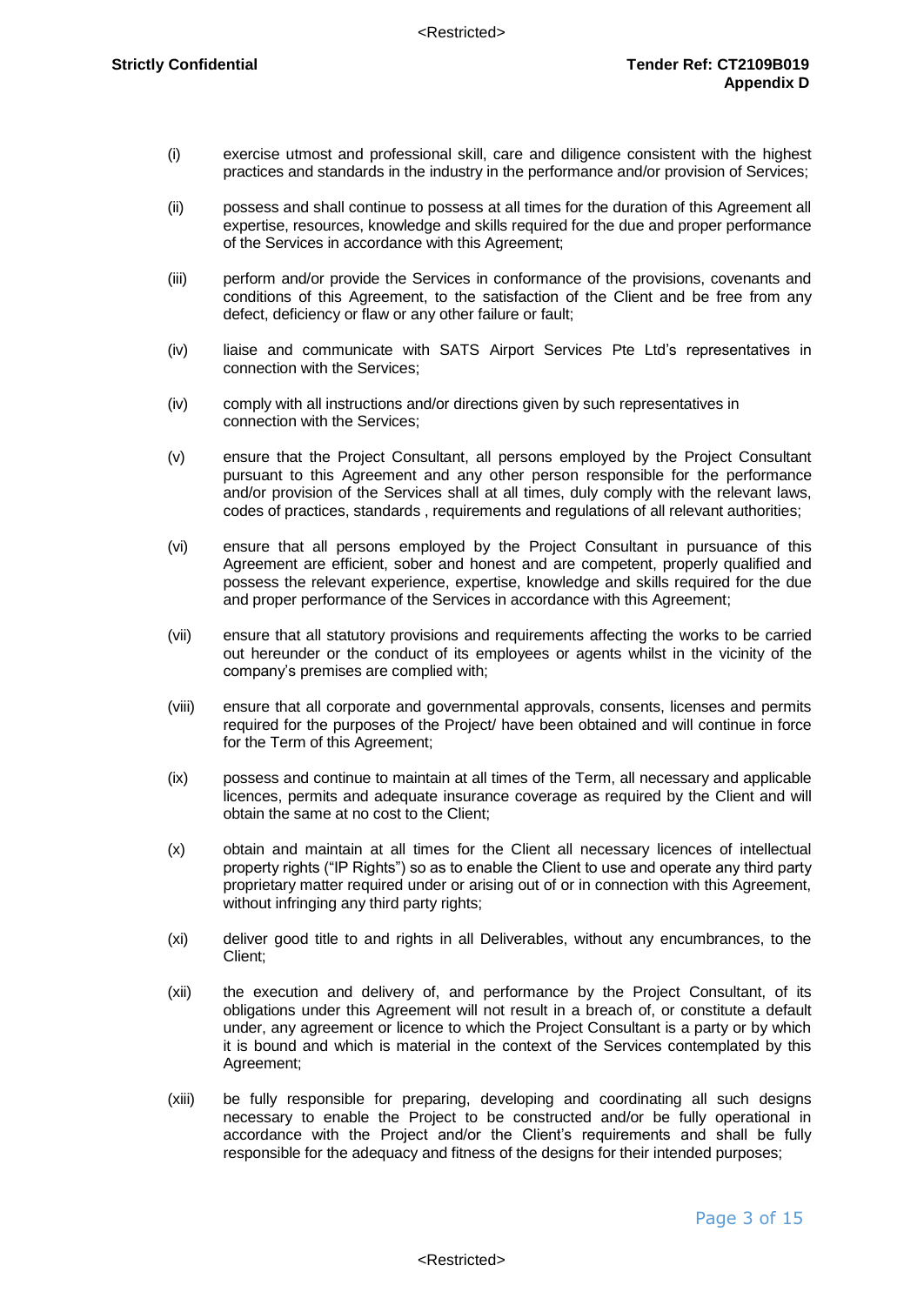(i) exercise utmost and professional skill, care and diligence consistent with the highest practices and standards in the industry in the performance and/or provision of Services;

(ii) possess and shall continue to possess at all times for the duration of this Agreement all expertise, resources, knowledge and skills required for the due and proper performance of the Services in accordance with this Agreement;

(iii) perform and/or provide the Services in conformance of the provisions, covenants and conditions of this Agreement, to the satisfaction of the Client and be free from any defect, deficiency or flaw or any other failure or fault;

(iv) liaise and communicate with SATS Airport Services Pte Ltd's representatives in connection with the Services;

(iv) comply with all instructions and/or directions given by such representatives in connection with the Services;

(v) ensure that the Project Consultant, all persons employed by the Project Consultant pursuant to this Agreement and any other person responsible for the performance and/or provision of the Services shall at all times, duly comply with the relevant laws, codes of practices, standards , requirements and regulations of all relevant authorities;

(vi) ensure that all persons employed by the Project Consultant in pursuance of this Agreement are efficient, sober and honest and are competent, properly qualified and possess the relevant experience, expertise, knowledge and skills required for the due and proper performance of the Services in accordance with this Agreement;

(vii) ensure that all statutory provisions and requirements affecting the works to be carried out hereunder or the conduct of its employees or agents whilst in the vicinity of the company's premises are complied with;

(viii) ensure that all corporate and governmental approvals, consents, licenses and permits required for the purposes of the Project/ have been obtained and will continue in force for the Term of this Agreement;

(ix) possess and continue to maintain at all times of the Term, all necessary and applicable licences, permits and adequate insurance coverage as required by the Client and will obtain the same at no cost to the Client;

(x) obtain and maintain at all times for the Client all necessary licences of intellectual property rights ("IP Rights") so as to enable the Client to use and operate any third party proprietary matter required under or arising out of or in connection with this Agreement, without infringing any third party rights;

(xi) deliver good title to and rights in all Deliverables, without any encumbrances, to the Client;

(xii) the execution and delivery of, and performance by the Project Consultant, of its obligations under this Agreement will not result in a breach of, or constitute a default under, any agreement or licence to which the Project Consultant is a party or by which it is bound and which is material in the context of the Services contemplated by this Agreement;

(xiii) be fully responsible for preparing, developing and coordinating all such designs necessary to enable the Project to be constructed and/or be fully operational in accordance with the Project and/or the Client's requirements and shall be fully responsible for the adequacy and fitness of the designs for their intended purposes;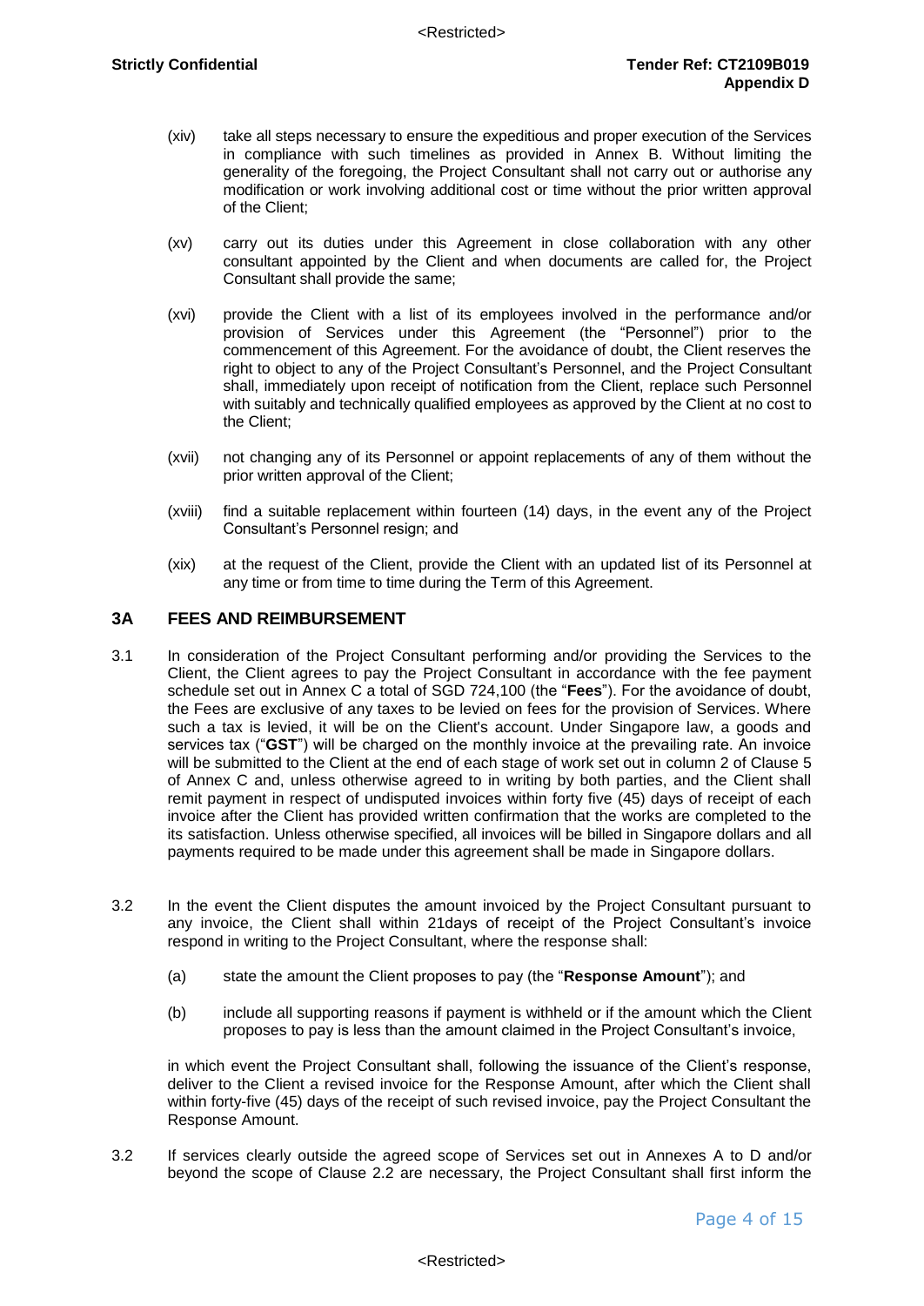(xiv) take all steps necessary to ensure the expeditious and proper execution of the Services in compliance with such timelines as provided in Annex B. Without limiting the generality of the foregoing, the Project Consultant shall not carry out or authorise any modification or work involving additional cost or time without the prior written approval of the Client;

(xv) carry out its duties under this Agreement in close collaboration with any other consultant appointed by the Client and when documents are called for, the Project Consultant shall provide the same;

(xvi) provide the Client with a list of its employees involved in the performance and/or provision of Services under this Agreement (the "Personnel") prior to the commencement of this Agreement. For the avoidance of doubt, the Client reserves the right to object to any of the Project Consultant's Personnel, and the Project Consultant shall, immediately upon receipt of notification from the Client, replace such Personnel with suitably and technically qualified employees as approved by the Client at no cost to the Client;

(xvii) not changing any of its Personnel or appoint replacements of any of them without the prior written approval of the Client;

(xviii) find a suitable replacement within fourteen (14) days, in the event any of the Project Consultant's Personnel resign; and

(xix) at the request of the Client, provide the Client with an updated list of its Personnel at any time or from time to time during the Term of this Agreement.

## 3A FEES AND REIMBURSEMENT

3.1 In consideration of the Project Consultant performing and/or providing the Services to the Client, the Client agrees to pay the Project Consultant in accordance with the fee payment schedule set out in Annex C a total of SGD 724,100 (the "**Fees**"). For the avoidance of doubt, the Fees are exclusive of any taxes to be levied on fees for the provision of Services. Where such a tax is levied, it will be on the Client's account. Under Singapore law, a goods and services tax ("**GST**") will be charged on the monthly invoice at the prevailing rate. An invoice will be submitted to the Client at the end of each stage of work set out in column 2 of Clause 5 of Annex C and, unless otherwise agreed to in writing by both parties, and the Client shall remit payment in respect of undisputed invoices within forty five (45) days of receipt of each invoice after the Client has provided written confirmation that the works are completed to the its satisfaction. Unless otherwise specified, all invoices will be billed in Singapore dollars and all payments required to be made under this agreement shall be made in Singapore dollars.

3.2 In the event the Client disputes the amount invoiced by the Project Consultant pursuant to any invoice, the Client shall within 21days of receipt of the Project Consultant's invoice respond in writing to the Project Consultant, where the response shall:

(a) state the amount the Client proposes to pay (the "**Response Amount**"); and

(b) include all supporting reasons if payment is withheld or if the amount which the Client proposes to pay is less than the amount claimed in the Project Consultant's invoice,

in which event the Project Consultant shall, following the issuance of the Client's response, deliver to the Client a revised invoice for the Response Amount, after which the Client shall within forty-five (45) days of the receipt of such revised invoice, pay the Project Consultant the Response Amount.

3.2 If services clearly outside the agreed scope of Services set out in Annexes A to D and/or beyond the scope of Clause 2.2 are necessary, the Project Consultant shall first inform the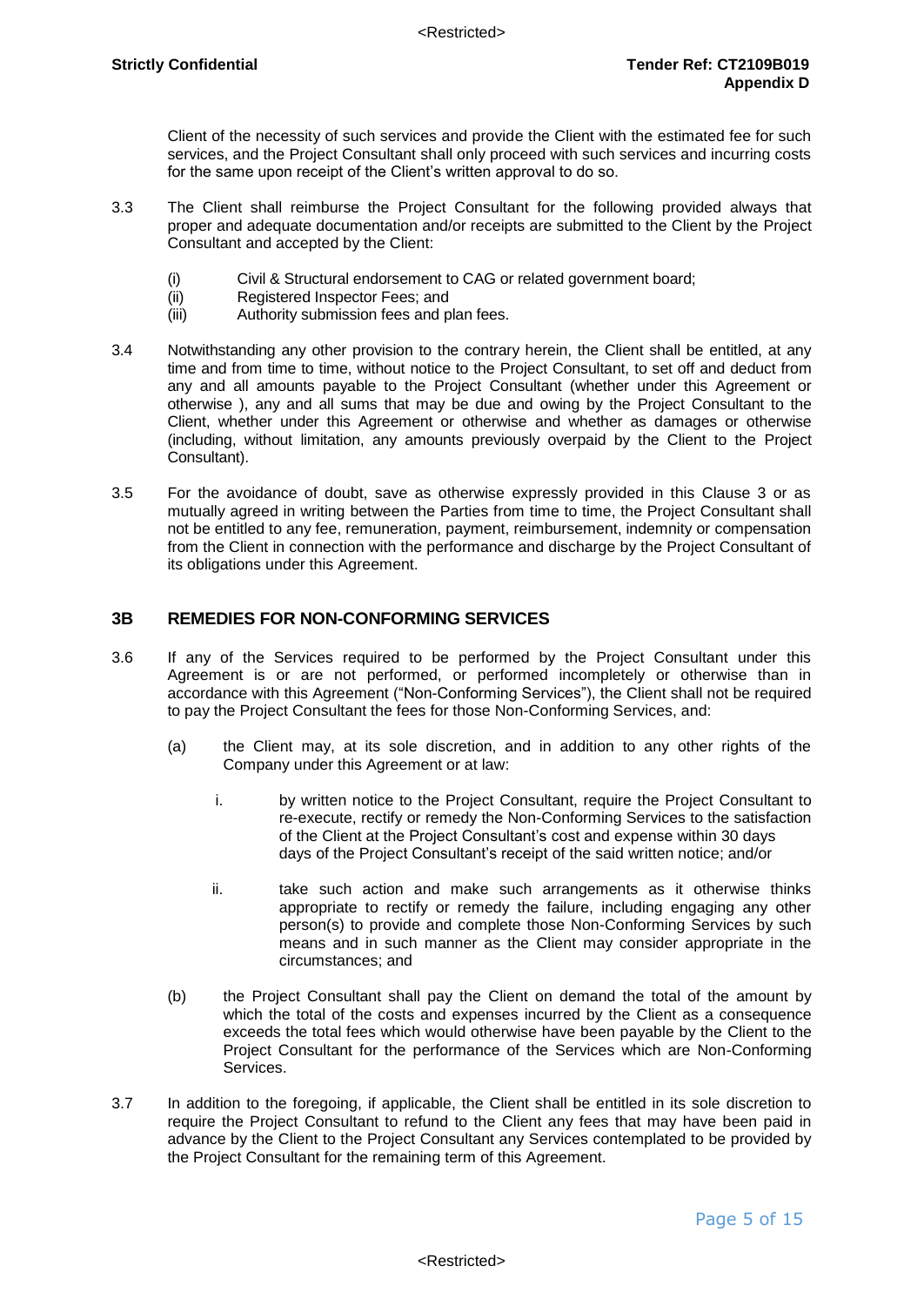Client of the necessity of such services and provide the Client with the estimated fee for such services, and the Project Consultant shall only proceed with such services and incurring costs for the same upon receipt of the Client's written approval to do so.

3.3 The Client shall reimburse the Project Consultant for the following provided always that proper and adequate documentation and/or receipts are submitted to the Client by the Project Consultant and accepted by the Client:

(i) Civil & Structural endorsement to CAG or related government board;
(ii) Registered Inspector Fees; and
(iii) Authority submission fees and plan fees.

3.4 Notwithstanding any other provision to the contrary herein, the Client shall be entitled, at any time and from time to time, without notice to the Project Consultant, to set off and deduct from any and all amounts payable to the Project Consultant (whether under this Agreement or otherwise ), any and all sums that may be due and owing by the Project Consultant to the Client, whether under this Agreement or otherwise and whether as damages or otherwise (including, without limitation, any amounts previously overpaid by the Client to the Project Consultant).

3.5 For the avoidance of doubt, save as otherwise expressly provided in this Clause 3 or as mutually agreed in writing between the Parties from time to time, the Project Consultant shall not be entitled to any fee, remuneration, payment, reimbursement, indemnity or compensation from the Client in connection with the performance and discharge by the Project Consultant of its obligations under this Agreement.

## 3B REMEDIES FOR NON-CONFORMING SERVICES

3.6 If any of the Services required to be performed by the Project Consultant under this Agreement is or are not performed, or performed incompletely or otherwise than in accordance with this Agreement ("Non-Conforming Services"), the Client shall not be required to pay the Project Consultant the fees for those Non-Conforming Services, and:

(a) the Client may, at its sole discretion, and in addition to any other rights of the Company under this Agreement or at law:

i. by written notice to the Project Consultant, require the Project Consultant to re-execute, rectify or remedy the Non-Conforming Services to the satisfaction of the Client at the Project Consultant's cost and expense within 30 days days of the Project Consultant's receipt of the said written notice; and/or

ii. take such action and make such arrangements as it otherwise thinks appropriate to rectify or remedy the failure, including engaging any other person(s) to provide and complete those Non-Conforming Services by such means and in such manner as the Client may consider appropriate in the circumstances; and

(b) the Project Consultant shall pay the Client on demand the total of the amount by which the total of the costs and expenses incurred by the Client as a consequence exceeds the total fees which would otherwise have been payable by the Client to the Project Consultant for the performance of the Services which are Non-Conforming Services.

3.7 In addition to the foregoing, if applicable, the Client shall be entitled in its sole discretion to require the Project Consultant to refund to the Client any fees that may have been paid in advance by the Client to the Project Consultant any Services contemplated to be provided by the Project Consultant for the remaining term of this Agreement.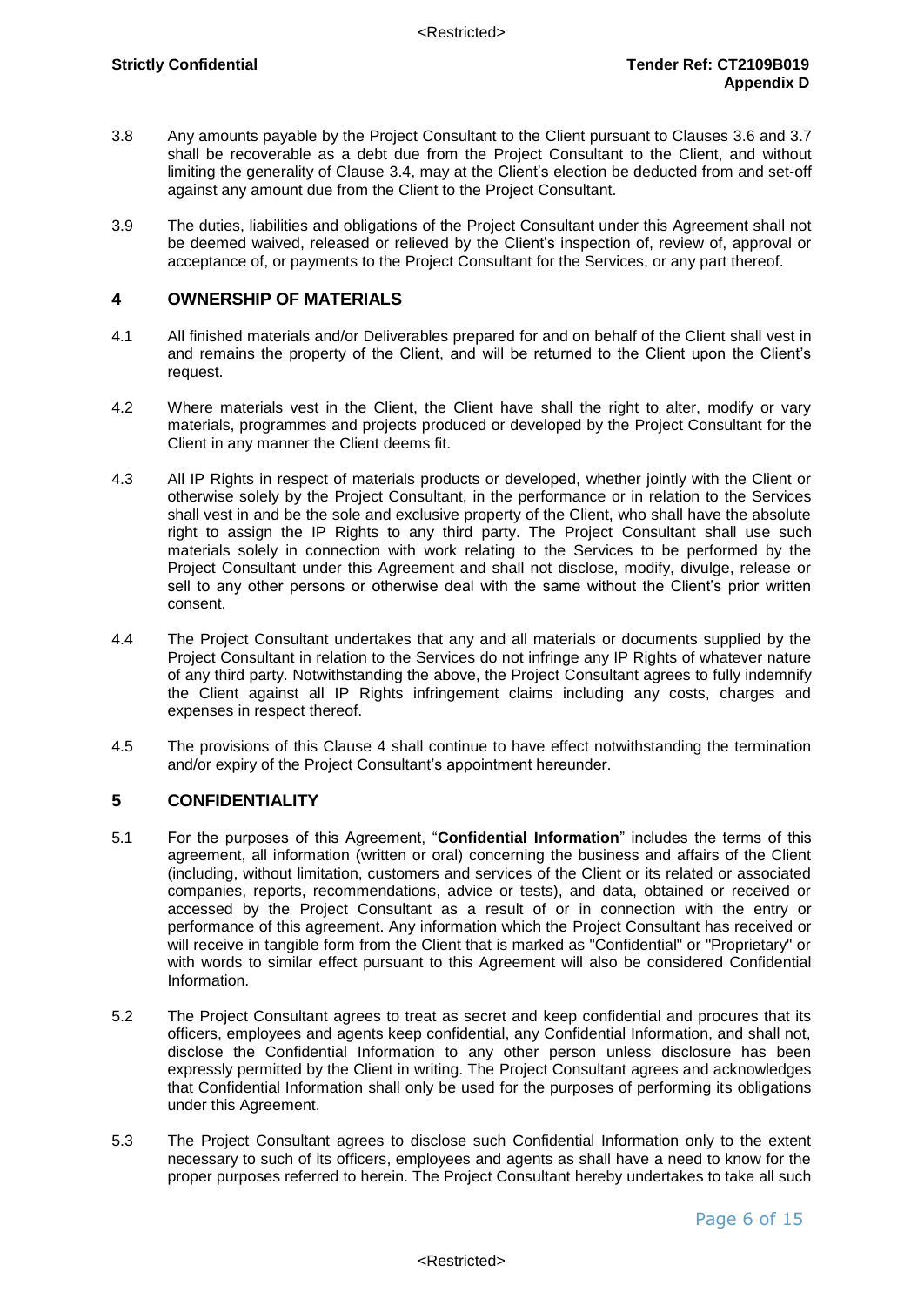3.8 Any amounts payable by the Project Consultant to the Client pursuant to Clauses 3.6 and 3.7 shall be recoverable as a debt due from the Project Consultant to the Client, and without limiting the generality of Clause 3.4, may at the Client's election be deducted from and set-off against any amount due from the Client to the Project Consultant.

3.9 The duties, liabilities and obligations of the Project Consultant under this Agreement shall not be deemed waived, released or relieved by the Client's inspection of, review of, approval or acceptance of, or payments to the Project Consultant for the Services, or any part thereof.

## 4 OWNERSHIP OF MATERIALS

4.1 All finished materials and/or Deliverables prepared for and on behalf of the Client shall vest in and remains the property of the Client, and will be returned to the Client upon the Client's request.

4.2 Where materials vest in the Client, the Client have shall the right to alter, modify or vary materials, programmes and projects produced or developed by the Project Consultant for the Client in any manner the Client deems fit.

4.3 All IP Rights in respect of materials products or developed, whether jointly with the Client or otherwise solely by the Project Consultant, in the performance or in relation to the Services shall vest in and be the sole and exclusive property of the Client, who shall have the absolute right to assign the IP Rights to any third party. The Project Consultant shall use such materials solely in connection with work relating to the Services to be performed by the Project Consultant under this Agreement and shall not disclose, modify, divulge, release or sell to any other persons or otherwise deal with the same without the Client's prior written consent.

4.4 The Project Consultant undertakes that any and all materials or documents supplied by the Project Consultant in relation to the Services do not infringe any IP Rights of whatever nature of any third party. Notwithstanding the above, the Project Consultant agrees to fully indemnify the Client against all IP Rights infringement claims including any costs, charges and expenses in respect thereof.

4.5 The provisions of this Clause 4 shall continue to have effect notwithstanding the termination and/or expiry of the Project Consultant's appointment hereunder.

## 5 CONFIDENTIALITY

5.1 For the purposes of this Agreement, "**Confidential Information**" includes the terms of this agreement, all information (written or oral) concerning the business and affairs of the Client (including, without limitation, customers and services of the Client or its related or associated companies, reports, recommendations, advice or tests), and data, obtained or received or accessed by the Project Consultant as a result of or in connection with the entry or performance of this agreement. Any information which the Project Consultant has received or will receive in tangible form from the Client that is marked as "Confidential" or "Proprietary" or with words to similar effect pursuant to this Agreement will also be considered Confidential Information.

5.2 The Project Consultant agrees to treat as secret and keep confidential and procures that its officers, employees and agents keep confidential, any Confidential Information, and shall not, disclose the Confidential Information to any other person unless disclosure has been expressly permitted by the Client in writing. The Project Consultant agrees and acknowledges that Confidential Information shall only be used for the purposes of performing its obligations under this Agreement.

5.3 The Project Consultant agrees to disclose such Confidential Information only to the extent necessary to such of its officers, employees and agents as shall have a need to know for the proper purposes referred to herein. The Project Consultant hereby undertakes to take all such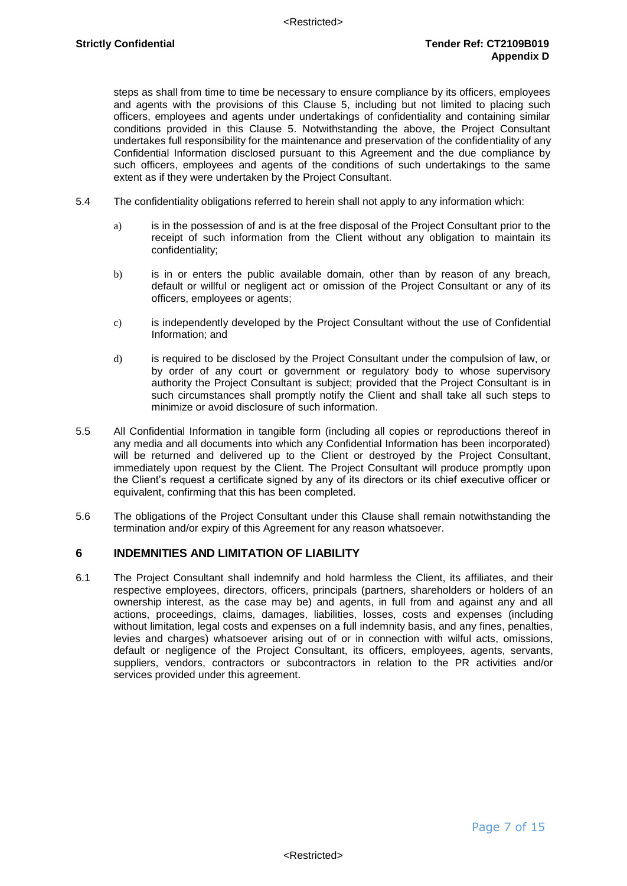steps as shall from time to time be necessary to ensure compliance by its officers, employees and agents with the provisions of this Clause 5, including but not limited to placing such officers, employees and agents under undertakings of confidentiality and containing similar conditions provided in this Clause 5. Notwithstanding the above, the Project Consultant undertakes full responsibility for the maintenance and preservation of the confidentiality of any Confidential Information disclosed pursuant to this Agreement and the due compliance by such officers, employees and agents of the conditions of such undertakings to the same extent as if they were undertaken by the Project Consultant.

5.4 The confidentiality obligations referred to herein shall not apply to any information which:

a) is in the possession of and is at the free disposal of the Project Consultant prior to the receipt of such information from the Client without any obligation to maintain its confidentiality;

b) is in or enters the public available domain, other than by reason of any breach, default or willful or negligent act or omission of the Project Consultant or any of its officers, employees or agents;

c) is independently developed by the Project Consultant without the use of Confidential Information; and

d) is required to be disclosed by the Project Consultant under the compulsion of law, or by order of any court or government or regulatory body to whose supervisory authority the Project Consultant is subject; provided that the Project Consultant is in such circumstances shall promptly notify the Client and shall take all such steps to minimize or avoid disclosure of such information.

5.5 All Confidential Information in tangible form (including all copies or reproductions thereof in any media and all documents into which any Confidential Information has been incorporated) will be returned and delivered up to the Client or destroyed by the Project Consultant, immediately upon request by the Client. The Project Consultant will produce promptly upon the Client's request a certificate signed by any of its directors or its chief executive officer or equivalent, confirming that this has been completed.

5.6 The obligations of the Project Consultant under this Clause shall remain notwithstanding the termination and/or expiry of this Agreement for any reason whatsoever.

## 6 INDEMNITIES AND LIMITATION OF LIABILITY

6.1 The Project Consultant shall indemnify and hold harmless the Client, its affiliates, and their respective employees, directors, officers, principals (partners, shareholders or holders of an ownership interest, as the case may be) and agents, in full from and against any and all actions, proceedings, claims, damages, liabilities, losses, costs and expenses (including without limitation, legal costs and expenses on a full indemnity basis, and any fines, penalties, levies and charges) whatsoever arising out of or in connection with wilful acts, omissions, default or negligence of the Project Consultant, its officers, employees, agents, servants, suppliers, vendors, contractors or subcontractors in relation to the PR activities and/or services provided under this agreement.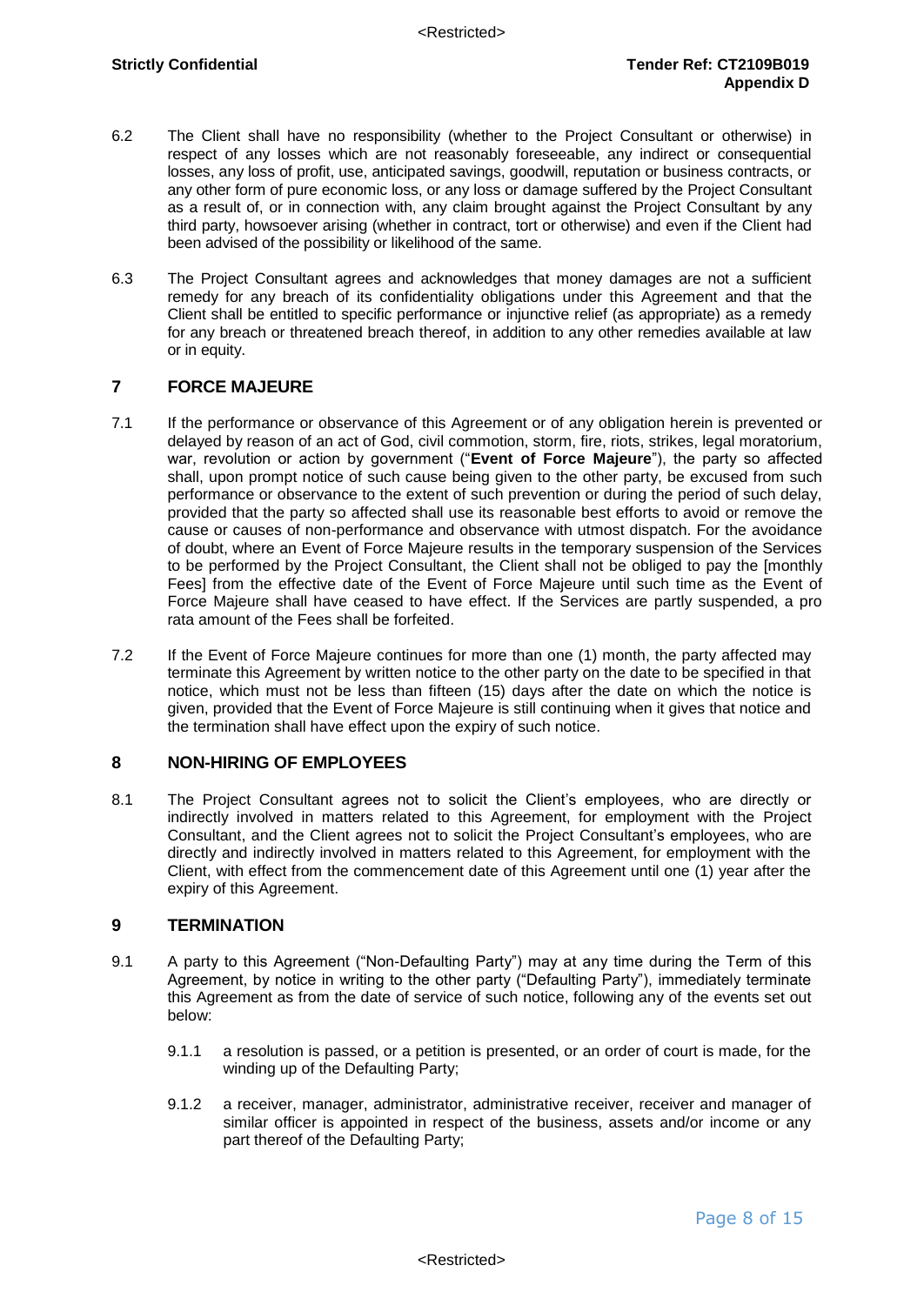6.2 The Client shall have no responsibility (whether to the Project Consultant or otherwise) in respect of any losses which are not reasonably foreseeable, any indirect or consequential losses, any loss of profit, use, anticipated savings, goodwill, reputation or business contracts, or any other form of pure economic loss, or any loss or damage suffered by the Project Consultant as a result of, or in connection with, any claim brought against the Project Consultant by any third party, howsoever arising (whether in contract, tort or otherwise) and even if the Client had been advised of the possibility or likelihood of the same.

6.3 The Project Consultant agrees and acknowledges that money damages are not a sufficient remedy for any breach of its confidentiality obligations under this Agreement and that the Client shall be entitled to specific performance or injunctive relief (as appropriate) as a remedy for any breach or threatened breach thereof, in addition to any other remedies available at law or in equity.

## 7 FORCE MAJEURE

7.1 If the performance or observance of this Agreement or of any obligation herein is prevented or delayed by reason of an act of God, civil commotion, storm, fire, riots, strikes, legal moratorium, war, revolution or action by government ("**Event of Force Majeure**"), the party so affected shall, upon prompt notice of such cause being given to the other party, be excused from such performance or observance to the extent of such prevention or during the period of such delay, provided that the party so affected shall use its reasonable best efforts to avoid or remove the cause or causes of non-performance and observance with utmost dispatch. For the avoidance of doubt, where an Event of Force Majeure results in the temporary suspension of the Services to be performed by the Project Consultant, the Client shall not be obliged to pay the [monthly Fees] from the effective date of the Event of Force Majeure until such time as the Event of Force Majeure shall have ceased to have effect. If the Services are partly suspended, a pro rata amount of the Fees shall be forfeited.

7.2 If the Event of Force Majeure continues for more than one (1) month, the party affected may terminate this Agreement by written notice to the other party on the date to be specified in that notice, which must not be less than fifteen (15) days after the date on which the notice is given, provided that the Event of Force Majeure is still continuing when it gives that notice and the termination shall have effect upon the expiry of such notice.

## 8 NON-HIRING OF EMPLOYEES

8.1 The Project Consultant agrees not to solicit the Client's employees, who are directly or indirectly involved in matters related to this Agreement, for employment with the Project Consultant, and the Client agrees not to solicit the Project Consultant's employees, who are directly and indirectly involved in matters related to this Agreement, for employment with the Client, with effect from the commencement date of this Agreement until one (1) year after the expiry of this Agreement.

## 9 TERMINATION

9.1 A party to this Agreement ("Non-Defaulting Party") may at any time during the Term of this Agreement, by notice in writing to the other party ("Defaulting Party"), immediately terminate this Agreement as from the date of service of such notice, following any of the events set out below:

9.1.1 a resolution is passed, or a petition is presented, or an order of court is made, for the winding up of the Defaulting Party;

9.1.2 a receiver, manager, administrator, administrative receiver, receiver and manager of similar officer is appointed in respect of the business, assets and/or income or any part thereof of the Defaulting Party;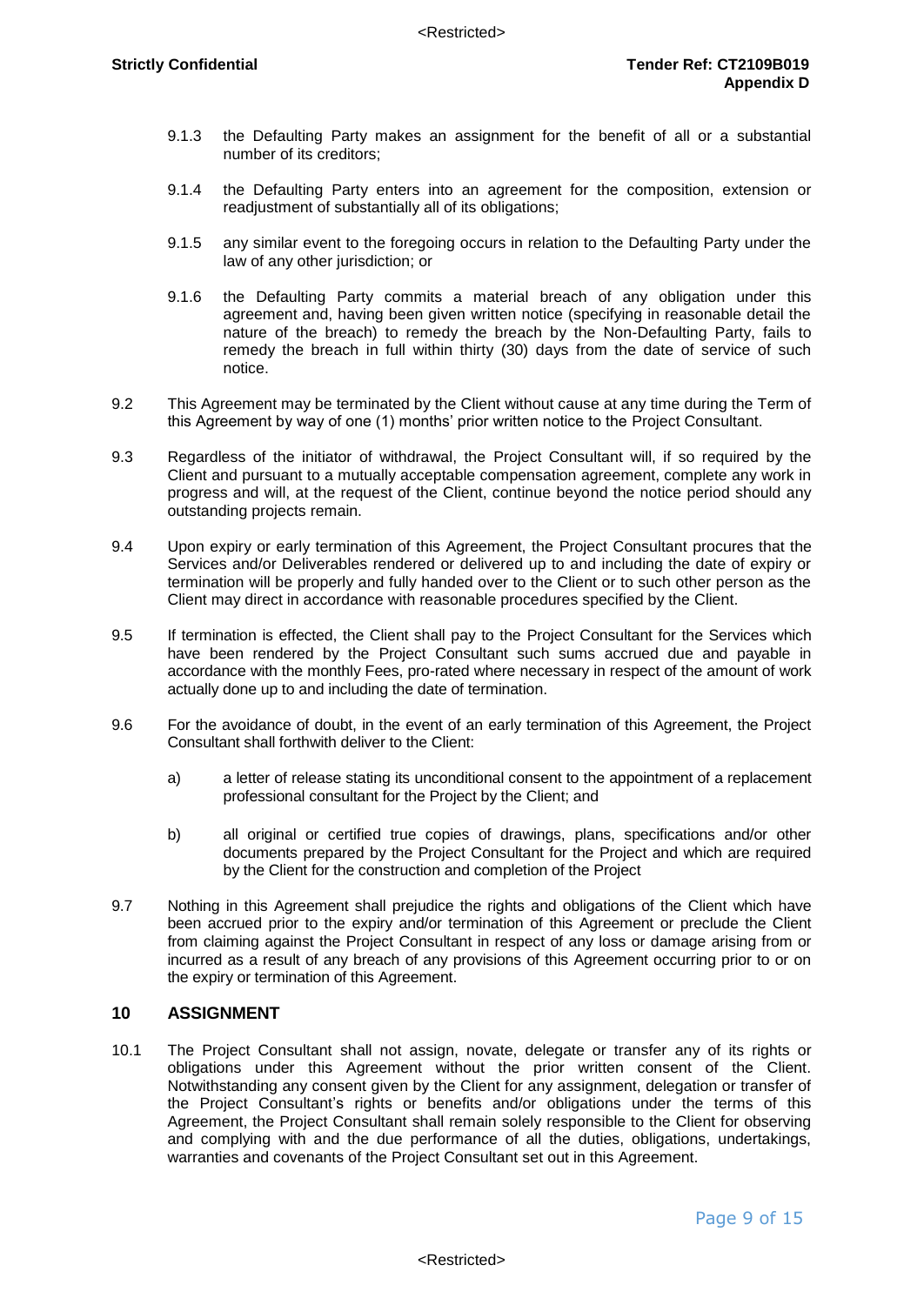9.1.3 the Defaulting Party makes an assignment for the benefit of all or a substantial number of its creditors;

9.1.4 the Defaulting Party enters into an agreement for the composition, extension or readjustment of substantially all of its obligations;

9.1.5 any similar event to the foregoing occurs in relation to the Defaulting Party under the law of any other jurisdiction; or

9.1.6 the Defaulting Party commits a material breach of any obligation under this agreement and, having been given written notice (specifying in reasonable detail the nature of the breach) to remedy the breach by the Non-Defaulting Party, fails to remedy the breach in full within thirty (30) days from the date of service of such notice.

9.2 This Agreement may be terminated by the Client without cause at any time during the Term of this Agreement by way of one (1) months' prior written notice to the Project Consultant.

9.3 Regardless of the initiator of withdrawal, the Project Consultant will, if so required by the Client and pursuant to a mutually acceptable compensation agreement, complete any work in progress and will, at the request of the Client, continue beyond the notice period should any outstanding projects remain.

9.4 Upon expiry or early termination of this Agreement, the Project Consultant procures that the Services and/or Deliverables rendered or delivered up to and including the date of expiry or termination will be properly and fully handed over to the Client or to such other person as the Client may direct in accordance with reasonable procedures specified by the Client.

9.5 If termination is effected, the Client shall pay to the Project Consultant for the Services which have been rendered by the Project Consultant such sums accrued due and payable in accordance with the monthly Fees, pro-rated where necessary in respect of the amount of work actually done up to and including the date of termination.

9.6 For the avoidance of doubt, in the event of an early termination of this Agreement, the Project Consultant shall forthwith deliver to the Client:

a) a letter of release stating its unconditional consent to the appointment of a replacement professional consultant for the Project by the Client; and

b) all original or certified true copies of drawings, plans, specifications and/or other documents prepared by the Project Consultant for the Project and which are required by the Client for the construction and completion of the Project

9.7 Nothing in this Agreement shall prejudice the rights and obligations of the Client which have been accrued prior to the expiry and/or termination of this Agreement or preclude the Client from claiming against the Project Consultant in respect of any loss or damage arising from or incurred as a result of any breach of any provisions of this Agreement occurring prior to or on the expiry or termination of this Agreement.

## 10 ASSIGNMENT

10.1 The Project Consultant shall not assign, novate, delegate or transfer any of its rights or obligations under this Agreement without the prior written consent of the Client. Notwithstanding any consent given by the Client for any assignment, delegation or transfer of the Project Consultant's rights or benefits and/or obligations under the terms of this Agreement, the Project Consultant shall remain solely responsible to the Client for observing and complying with and the due performance of all the duties, obligations, undertakings, warranties and covenants of the Project Consultant set out in this Agreement.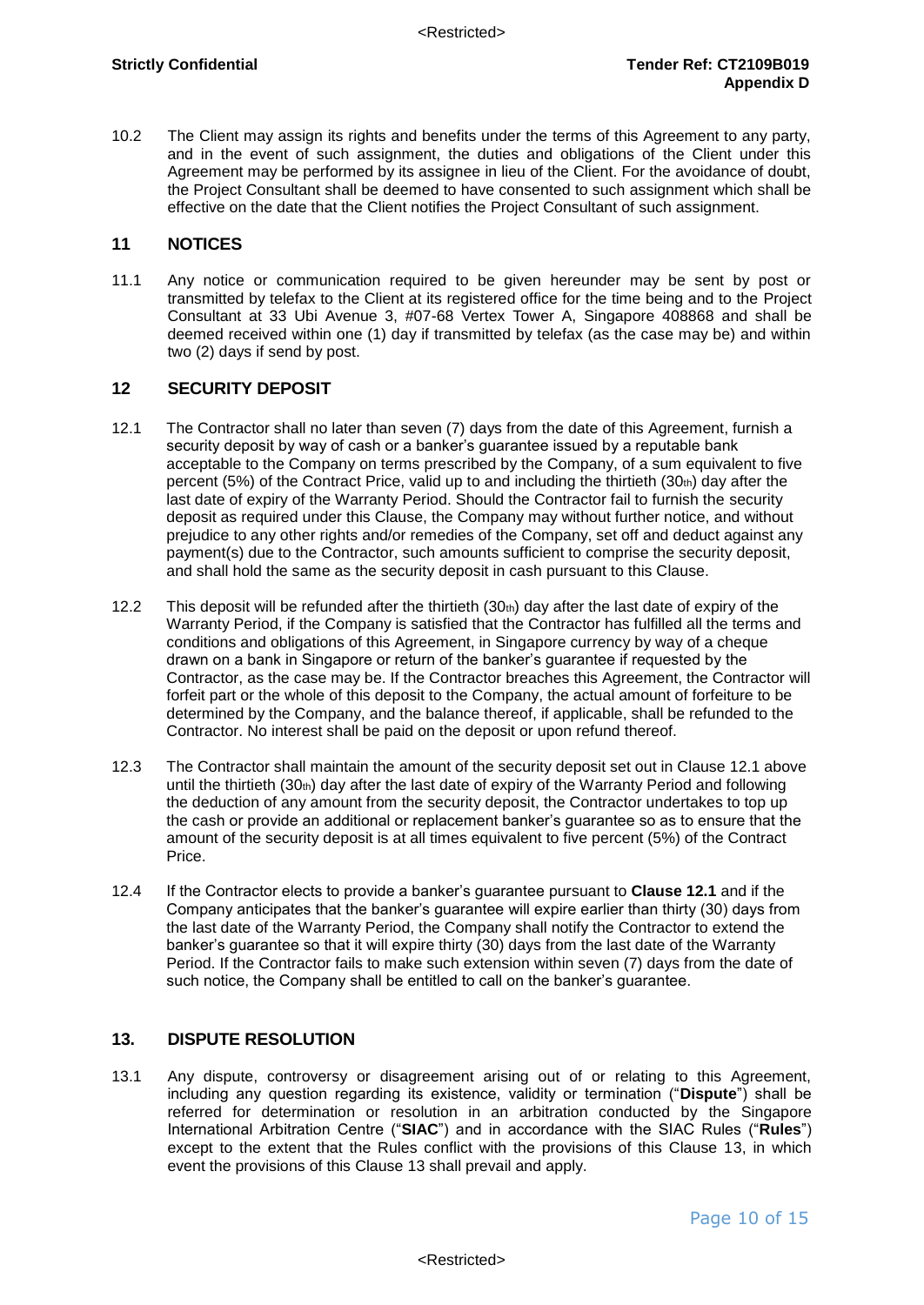10.2 The Client may assign its rights and benefits under the terms of this Agreement to any party, and in the event of such assignment, the duties and obligations of the Client under this Agreement may be performed by its assignee in lieu of the Client. For the avoidance of doubt, the Project Consultant shall be deemed to have consented to such assignment which shall be effective on the date that the Client notifies the Project Consultant of such assignment.

## 11 NOTICES

11.1 Any notice or communication required to be given hereunder may be sent by post or transmitted by telefax to the Client at its registered office for the time being and to the Project Consultant at 33 Ubi Avenue 3, #07-68 Vertex Tower A, Singapore 408868 and shall be deemed received within one (1) day if transmitted by telefax (as the case may be) and within two (2) days if send by post.

## 12 SECURITY DEPOSIT

12.1 The Contractor shall no later than seven (7) days from the date of this Agreement, furnish a security deposit by way of cash or a banker's guarantee issued by a reputable bank acceptable to the Company on terms prescribed by the Company, of a sum equivalent to five percent (5%) of the Contract Price, valid up to and including the thirtieth (30th) day after the last date of expiry of the Warranty Period. Should the Contractor fail to furnish the security deposit as required under this Clause, the Company may without further notice, and without prejudice to any other rights and/or remedies of the Company, set off and deduct against any payment(s) due to the Contractor, such amounts sufficient to comprise the security deposit, and shall hold the same as the security deposit in cash pursuant to this Clause.

12.2 This deposit will be refunded after the thirtieth (30th) day after the last date of expiry of the Warranty Period, if the Company is satisfied that the Contractor has fulfilled all the terms and conditions and obligations of this Agreement, in Singapore currency by way of a cheque drawn on a bank in Singapore or return of the banker's guarantee if requested by the Contractor, as the case may be. If the Contractor breaches this Agreement, the Contractor will forfeit part or the whole of this deposit to the Company, the actual amount of forfeiture to be determined by the Company, and the balance thereof, if applicable, shall be refunded to the Contractor. No interest shall be paid on the deposit or upon refund thereof.

12.3 The Contractor shall maintain the amount of the security deposit set out in Clause 12.1 above until the thirtieth (30th) day after the last date of expiry of the Warranty Period and following the deduction of any amount from the security deposit, the Contractor undertakes to top up the cash or provide an additional or replacement banker's guarantee so as to ensure that the amount of the security deposit is at all times equivalent to five percent (5%) of the Contract Price.

12.4 If the Contractor elects to provide a banker's guarantee pursuant to **Clause 12.1** and if the Company anticipates that the banker's guarantee will expire earlier than thirty (30) days from the last date of the Warranty Period, the Company shall notify the Contractor to extend the banker's guarantee so that it will expire thirty (30) days from the last date of the Warranty Period. If the Contractor fails to make such extension within seven (7) days from the date of such notice, the Company shall be entitled to call on the banker's guarantee.

## 13. DISPUTE RESOLUTION

13.1 Any dispute, controversy or disagreement arising out of or relating to this Agreement, including any question regarding its existence, validity or termination ("**Dispute**") shall be referred for determination or resolution in an arbitration conducted by the Singapore International Arbitration Centre ("**SIAC**") and in accordance with the SIAC Rules ("**Rules**") except to the extent that the Rules conflict with the provisions of this Clause 13, in which event the provisions of this Clause 13 shall prevail and apply.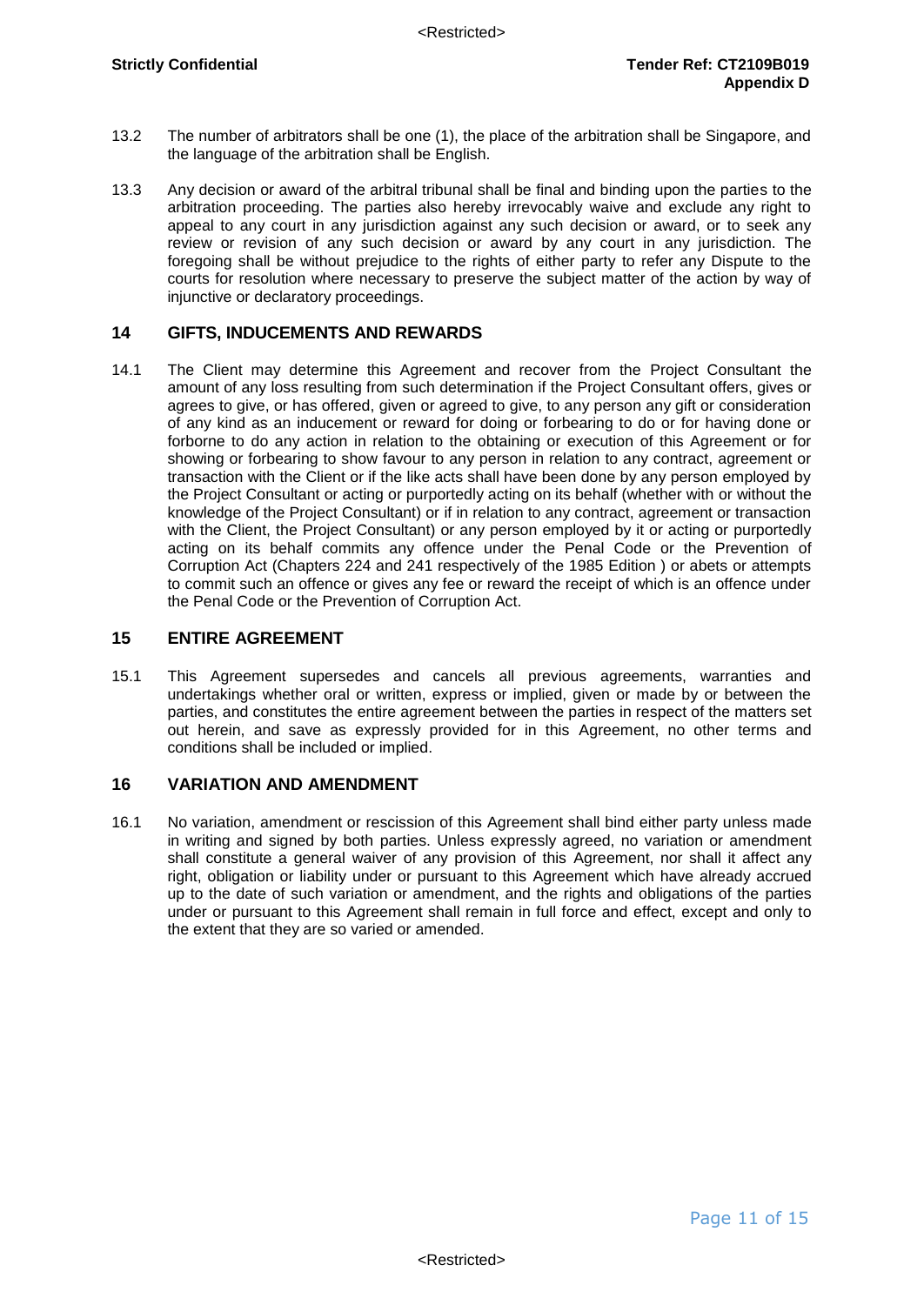13.2 The number of arbitrators shall be one (1), the place of the arbitration shall be Singapore, and the language of the arbitration shall be English.

13.3 Any decision or award of the arbitral tribunal shall be final and binding upon the parties to the arbitration proceeding. The parties also hereby irrevocably waive and exclude any right to appeal to any court in any jurisdiction against any such decision or award, or to seek any review or revision of any such decision or award by any court in any jurisdiction. The foregoing shall be without prejudice to the rights of either party to refer any Dispute to the courts for resolution where necessary to preserve the subject matter of the action by way of injunctive or declaratory proceedings.

## 14 GIFTS, INDUCEMENTS AND REWARDS

14.1 The Client may determine this Agreement and recover from the Project Consultant the amount of any loss resulting from such determination if the Project Consultant offers, gives or agrees to give, or has offered, given or agreed to give, to any person any gift or consideration of any kind as an inducement or reward for doing or forbearing to do or for having done or forborne to do any action in relation to the obtaining or execution of this Agreement or for showing or forbearing to show favour to any person in relation to any contract, agreement or transaction with the Client or if the like acts shall have been done by any person employed by the Project Consultant or acting or purportedly acting on its behalf (whether with or without the knowledge of the Project Consultant) or if in relation to any contract, agreement or transaction with the Client, the Project Consultant) or any person employed by it or acting or purportedly acting on its behalf commits any offence under the Penal Code or the Prevention of Corruption Act (Chapters 224 and 241 respectively of the 1985 Edition ) or abets or attempts to commit such an offence or gives any fee or reward the receipt of which is an offence under the Penal Code or the Prevention of Corruption Act.

## 15 ENTIRE AGREEMENT

15.1 This Agreement supersedes and cancels all previous agreements, warranties and undertakings whether oral or written, express or implied, given or made by or between the parties, and constitutes the entire agreement between the parties in respect of the matters set out herein, and save as expressly provided for in this Agreement, no other terms and conditions shall be included or implied.

## 16 VARIATION AND AMENDMENT

16.1 No variation, amendment or rescission of this Agreement shall bind either party unless made in writing and signed by both parties. Unless expressly agreed, no variation or amendment shall constitute a general waiver of any provision of this Agreement, nor shall it affect any right, obligation or liability under or pursuant to this Agreement which have already accrued up to the date of such variation or amendment, and the rights and obligations of the parties under or pursuant to this Agreement shall remain in full force and effect, except and only to the extent that they are so varied or amended.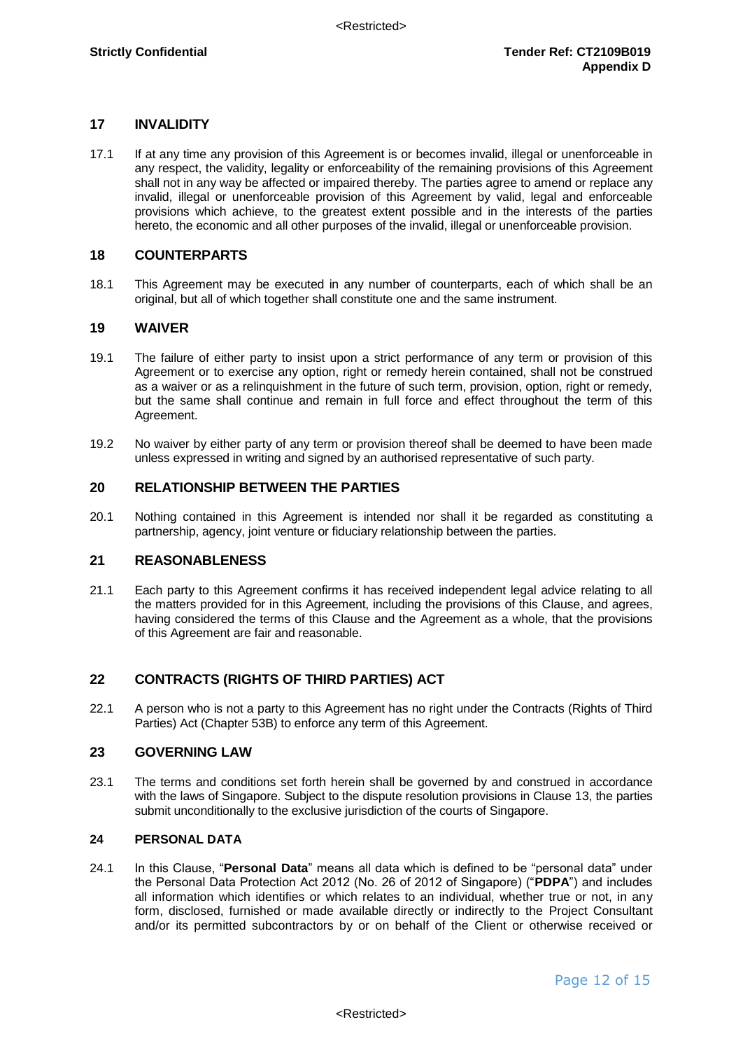## 17 INVALIDITY

17.1 If at any time any provision of this Agreement is or becomes invalid, illegal or unenforceable in any respect, the validity, legality or enforceability of the remaining provisions of this Agreement shall not in any way be affected or impaired thereby. The parties agree to amend or replace any invalid, illegal or unenforceable provision of this Agreement by valid, legal and enforceable provisions which achieve, to the greatest extent possible and in the interests of the parties hereto, the economic and all other purposes of the invalid, illegal or unenforceable provision.

## 18 COUNTERPARTS

18.1 This Agreement may be executed in any number of counterparts, each of which shall be an original, but all of which together shall constitute one and the same instrument.

## 19 WAIVER

19.1 The failure of either party to insist upon a strict performance of any term or provision of this Agreement or to exercise any option, right or remedy herein contained, shall not be construed as a waiver or as a relinquishment in the future of such term, provision, option, right or remedy, but the same shall continue and remain in full force and effect throughout the term of this Agreement.

19.2 No waiver by either party of any term or provision thereof shall be deemed to have been made unless expressed in writing and signed by an authorised representative of such party.

## 20 RELATIONSHIP BETWEEN THE PARTIES

20.1 Nothing contained in this Agreement is intended nor shall it be regarded as constituting a partnership, agency, joint venture or fiduciary relationship between the parties.

## 21 REASONABLENESS

21.1 Each party to this Agreement confirms it has received independent legal advice relating to all the matters provided for in this Agreement, including the provisions of this Clause, and agrees, having considered the terms of this Clause and the Agreement as a whole, that the provisions of this Agreement are fair and reasonable.

## 22 CONTRACTS (RIGHTS OF THIRD PARTIES) ACT

22.1 A person who is not a party to this Agreement has no right under the Contracts (Rights of Third Parties) Act (Chapter 53B) to enforce any term of this Agreement.

## 23 GOVERNING LAW

23.1 The terms and conditions set forth herein shall be governed by and construed in accordance with the laws of Singapore. Subject to the dispute resolution provisions in Clause 13, the parties submit unconditionally to the exclusive jurisdiction of the courts of Singapore.

## 24 PERSONAL DATA

24.1 In this Clause, "**Personal Data**" means all data which is defined to be "personal data" under the Personal Data Protection Act 2012 (No. 26 of 2012 of Singapore) ("**PDPA**") and includes all information which identifies or which relates to an individual, whether true or not, in any form, disclosed, furnished or made available directly or indirectly to the Project Consultant and/or its permitted subcontractors by or on behalf of the Client or otherwise received or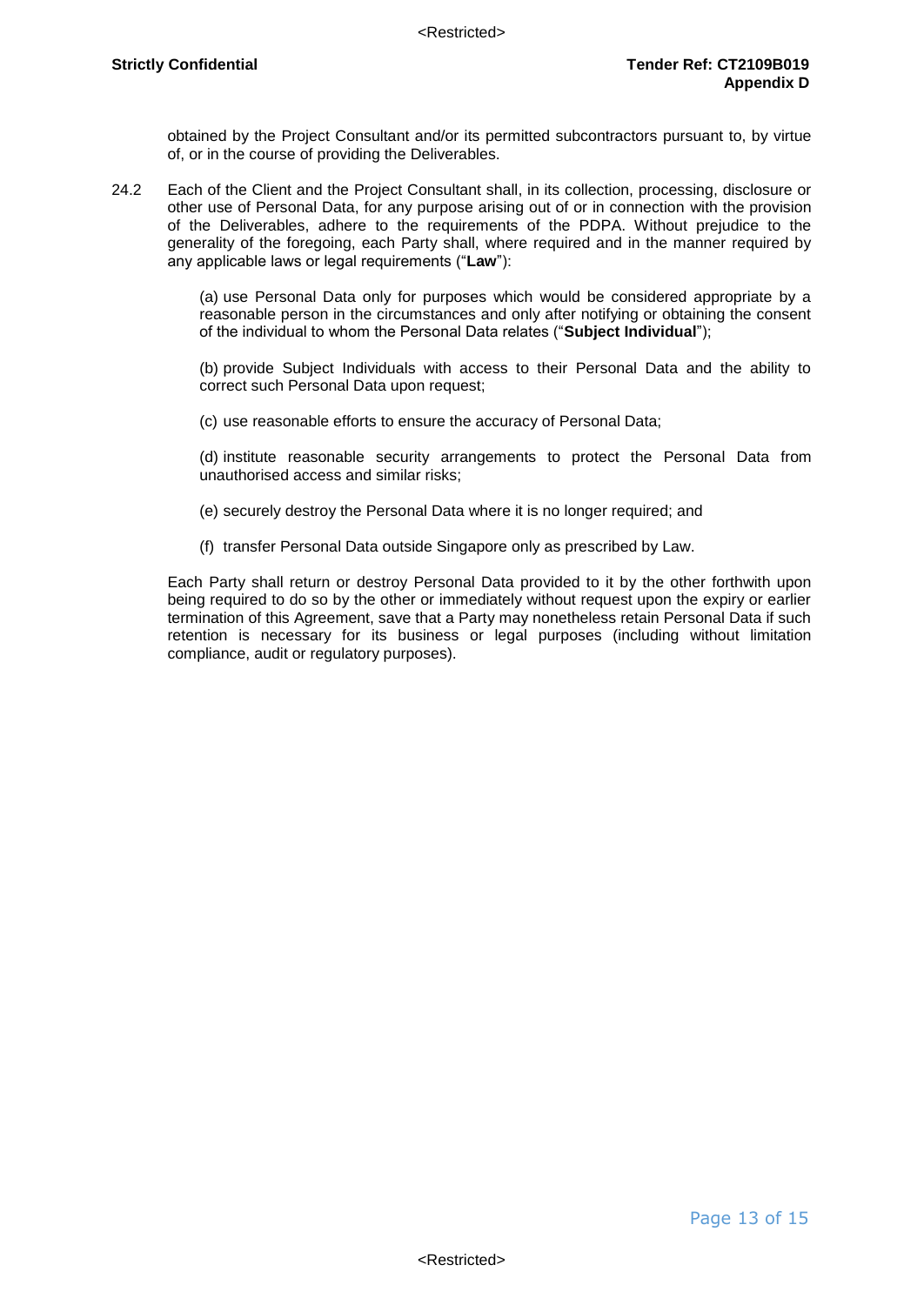obtained by the Project Consultant and/or its permitted subcontractors pursuant to, by virtue of, or in the course of providing the Deliverables.

24.2 Each of the Client and the Project Consultant shall, in its collection, processing, disclosure or other use of Personal Data, for any purpose arising out of or in connection with the provision of the Deliverables, adhere to the requirements of the PDPA. Without prejudice to the generality of the foregoing, each Party shall, where required and in the manner required by any applicable laws or legal requirements ("**Law**"):

(a) use Personal Data only for purposes which would be considered appropriate by a reasonable person in the circumstances and only after notifying or obtaining the consent of the individual to whom the Personal Data relates ("**Subject Individual**");

(b) provide Subject Individuals with access to their Personal Data and the ability to correct such Personal Data upon request;

(c) use reasonable efforts to ensure the accuracy of Personal Data;

(d) institute reasonable security arrangements to protect the Personal Data from unauthorised access and similar risks;

(e) securely destroy the Personal Data where it is no longer required; and

(f) transfer Personal Data outside Singapore only as prescribed by Law.

Each Party shall return or destroy Personal Data provided to it by the other forthwith upon being required to do so by the other or immediately without request upon the expiry or earlier termination of this Agreement, save that a Party may nonetheless retain Personal Data if such retention is necessary for its business or legal purposes (including without limitation compliance, audit or regulatory purposes).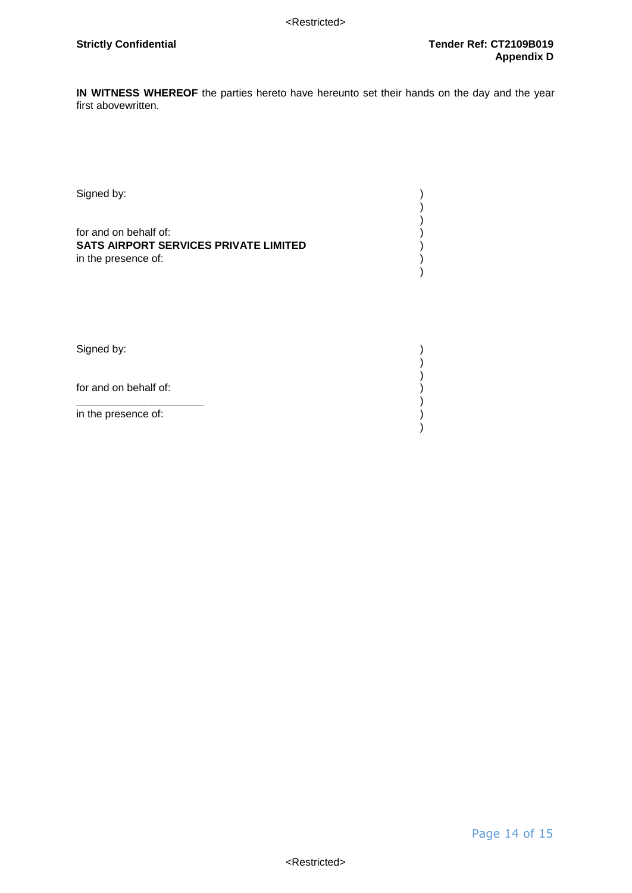**IN WITNESS WHEREOF** the parties hereto have hereunto set their hands on the day and the year first abovewritten.

Signed by: )
)
)
for and on behalf of: )
**SATS AIRPORT SERVICES PRIVATE LIMITED** )
in the presence of: )
)

Signed by: )
)
)
for and on behalf of: )
____________________ )
in the presence of: )
)